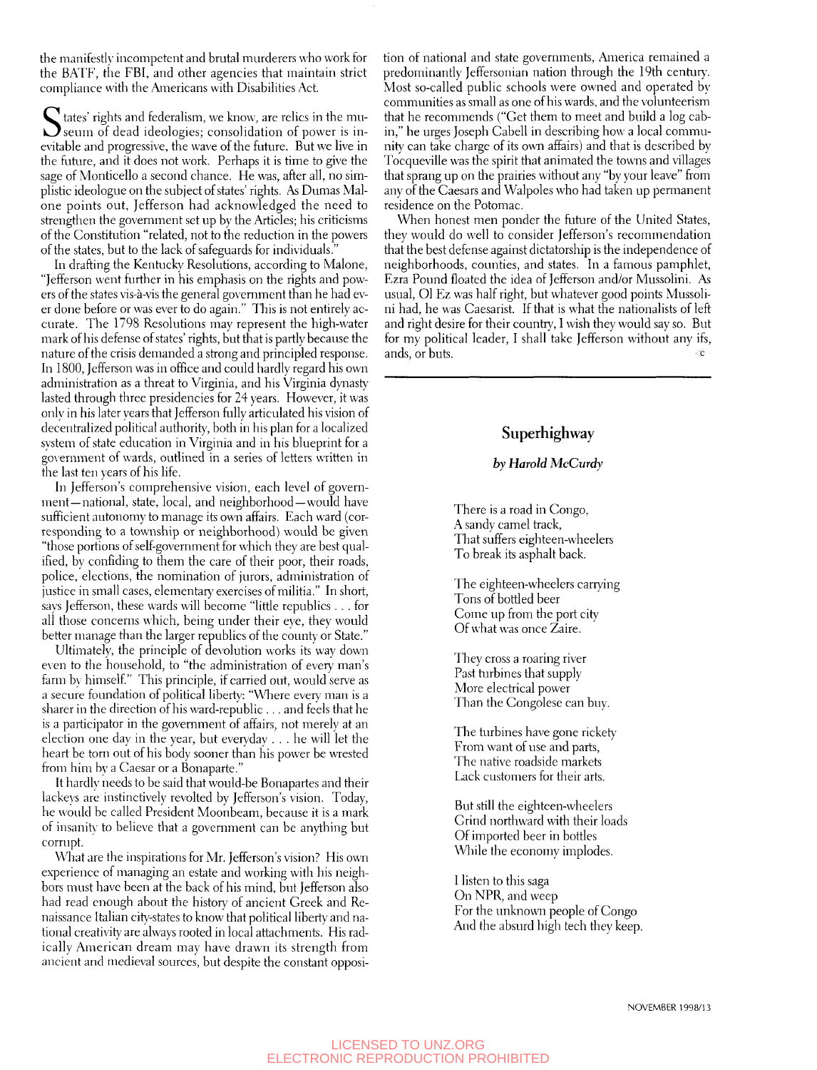the manifestly incompetent and brutal murderers who work for the BATF, the FBI, and other agencies that maintain strict compliance with the Americans with Disabilities Act.

States' rights and federalism, we know, are relics in the museum of dead ideologies; consolidation of power is inevitable and progressive, the wave of the future. But we live in the future, and it does not work. Perhaps it is time to give the sage of Monticello a second chance. He was, after all, no simplistic ideologue on the subject of states' rights. As Dumas Malone points out, Jefferson had acknowledged the need to strengthen the government set up by the Articles; his criticisms of the Constitution "related, not to the reduction in the powers of the states, but to the lack of safeguards for individuals."

In drafting the Kentucky Resolutions, according to Malone, "Jefferson went further in his emphasis on the rights and powers of the states vis-à-vis the general government than he had ever done before or was ever to do again." This is not entirely accurate. The 1798 Resolutions may represent the high-water mark of his defense of states' rights, but that is partly because the nature of the crisis demanded a strong and principled response. In 1800, Jefferson was in office and could hardly regard his own administration as a threat to Virginia, and his Virginia dynasty lasted through three presidencies for 24 years. However, it was only in his later years that Jefferson fully articulated his vision of decentralized political authority, both in his plan for a localized system of state education in Virginia and in his blueprint for a government of wards, outlined in a series of letters written in the last ten years of his life.

In Jefferson's comprehensive vision, each level of government—national, state, local, and neighborhood—would have sufficient autonomy to manage its own affairs. Each ward (corresponding to a township or neighborhood) would be given "those portions of self-government for which they are best qualified, by confiding to them the care of their poor, their roads, police, elections, the nomination of jurors, administration of justice in small cases, elementary exercises of militia." In short, says Jefferson, these wards will become "little republics . . . for all those concerns which, being under their eye, they would better manage than the larger republics of the county or State."

Ultimately, the principle of devolution works its way down even to the household, to "the administration of every man's farm by himself." This principle, if carried out, would serve as a secure foundation of political liberty: "Where every man is a sharer in the direction of his ward-republic . . . and feels that he is a participator in the government of affairs, not merely at an election one day in the year, but everyday . . . he will let the heart be torn out of his body sooner than his power be wrested from him by a Caesar or a Bonaparte."

It hardly needs to be said that would-be Bonapartes and their lackeys are instinctively revolted by Jefferson's vision. Today, he would be called President Moonbeam, because it is a mark of insanity to believe that a government can be anything but corrupt.

What are the inspirations for Mr. Jefferson's vision? His own experience of managing an estate and working with his neighbors must have been at the back of his mind, but Jefferson also had read enough about the history of ancient Greek and Renaissance Italian city-states to know that political liberty and national creativity are always rooted in local attachments. His radically American dream may have drawn its strength from ancient and medieval sources, but despite the constant opposition of national and state governments, America remained a predominantly Jeffersonian nation through the 19th century. Most so-called public schools were owned and operated by communities as small as one of his wards, and the volunteerism that he recommends ("Get them to meet and build a log cabin," he urges Joseph Cabell in describing how a local community can take charge of its own affairs) and that is described by Tocqueville was the spirit that animated the towns and villages that sprang up on the prairies without any "by your leave" from any of the Caesars and Walpoles who had taken up permanent residence on the Potomac.

When honest men ponder the future of the United States, they would do well to consider Jefferson's recommendation that the best defense against dictatorship is the independence of neighborhoods, counties, and states. In a famous pamphlet, Ezra Pound floated the idea of Jefferson and/or Mussolini. As usual, Ol Ez was half right, but whatever good points Mussolini had, he was Caesarist. If that is what the nationalists of left and right desire for their country, I wish they would say so. But for my political leader, I shall take Jefferson without any ifs, ands, or buts. <c

## Superhighway

*by Harold McCurdy*

There is a road in Congo,
A sandy camel track,
That suffers eighteen-wheelers
To break its asphalt back.

The eighteen-wheelers carrying
Tons of bottled beer
Come up from the port city
Of what was once Zaire.

They cross a roaring river
Past turbines that supply
More electrical power
Than the Congolese can buy.

The turbines have gone rickety
From want of use and parts,
The native roadside markets
Lack customers for their arts.

But still the eighteen-wheelers
Grind northward with their loads
Of imported beer in bottles
While the economy implodes.

I listen to this saga
On NPR, and weep
For the unknown people of Congo
And the absurd high tech they keep.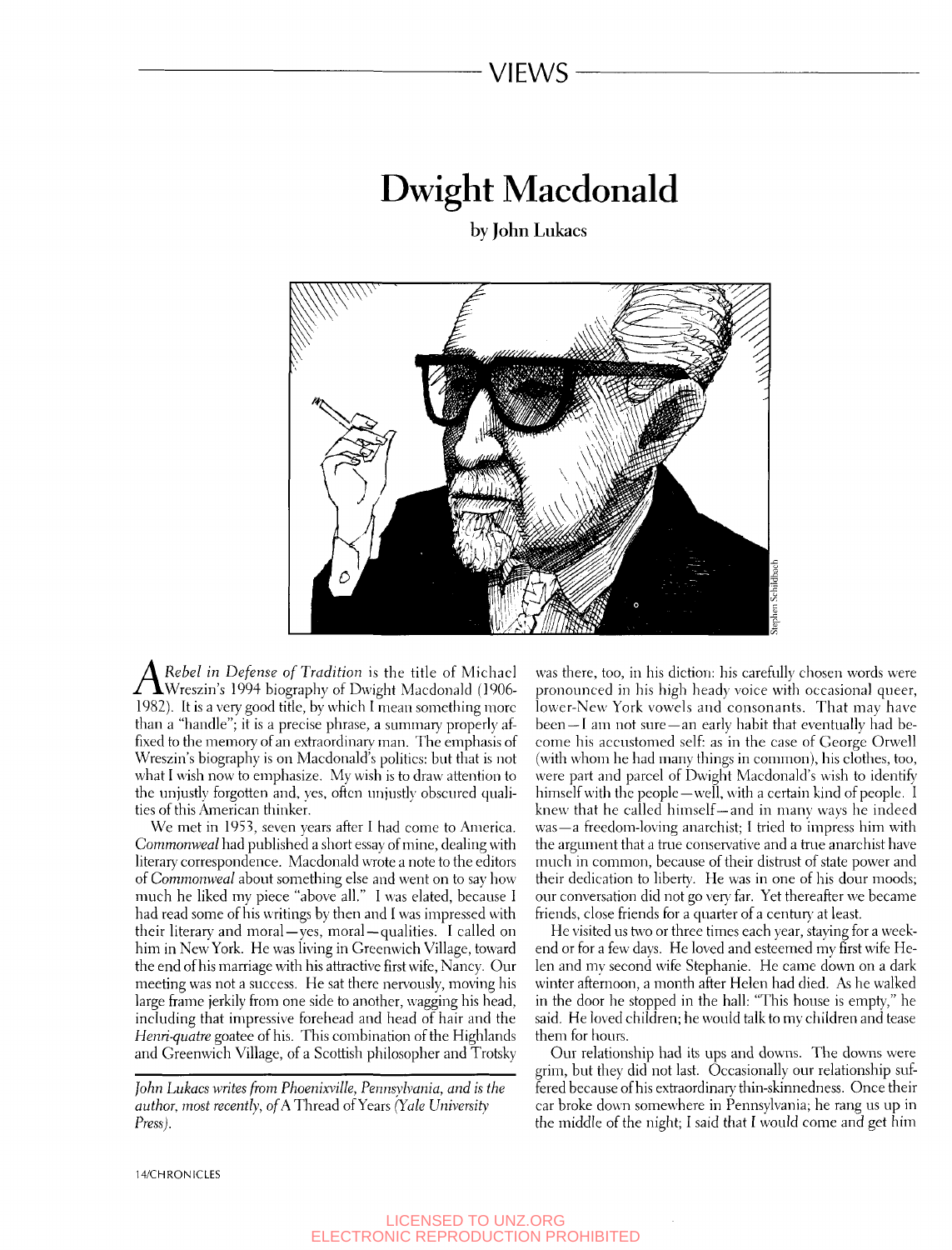VIEWS

# Dwight Macdonald

by John Lukacs

*A Rebel in Defense of Tradition* is the title of Michael Wreszin's 1994 biography of Dwight Macdonald (1906-1982). It is a very good title, by which I mean something more than a "handle"; it is a precise phrase, a summary properly affixed to the memory of an extraordinary man. The emphasis of Wreszin's biography is on Macdonald's politics: but that is not what I wish now to emphasize. My wish is to draw attention to the unjustly forgotten and, yes, often unjustly obscured qualities of this American thinker.

We met in 1953, seven years after I had come to America. *Commonweal* had published a short essay of mine, dealing with literary correspondence. Macdonald wrote a note to the editors of *Commonweal* about something else and went on to say how much he liked my piece "above all." I was elated, because I had read some of his writings by then and I was impressed with their literary and moral—yes, moral—qualities. I called on him in New York. He was living in Greenwich Village, toward the end of his marriage with his attractive first wife, Nancy. Our meeting was not a success. He sat there nervously, moving his large frame jerkily from one side to another, wagging his head, including that impressive forehead and head of hair and the *Henri-quatre* goatee of his. This combination of the Highlands and Greenwich Village, of a Scottish philosopher and Trotsky was there, too, in his diction: his carefully chosen words were pronounced in his high heady voice with occasional queer, lower-New York vowels and consonants. That may have been—I am not sure—an early habit that eventually had become his accustomed self: as in the case of George Orwell (with whom he had many things in common), his clothes, too, were part and parcel of Dwight Macdonald's wish to identify himself with the people—well, with a certain kind of people. I knew that he called himself—and in many ways he indeed was—a freedom-loving anarchist; I tried to impress him with the argument that a true conservative and a true anarchist have much in common, because of their distrust of state power and their dedication to liberty. He was in one of his dour moods; our conversation did not go very far. Yet thereafter we became friends, close friends for a quarter of a century at least.

He visited us two or three times each year, staying for a weekend or for a few days. He loved and esteemed my first wife Helen and my second wife Stephanie. He came down on a dark winter afternoon, a month after Helen had died. As he walked in the door he stopped in the hall: "This house is empty," he said. He loved children; he would talk to my children and tease them for hours.

Our relationship had its ups and downs. The downs were grim, but they did not last. Occasionally our relationship suffered because of his extraordinary thin-skinnedness. Once their car broke down somewhere in Pennsylvania; he rang us up in the middle of the night; I said that I would come and get him

---

*John Lukacs writes from Phoenixville, Pennsylvania, and is the author, most recently, of* A Thread of Years *(Yale University Press).*